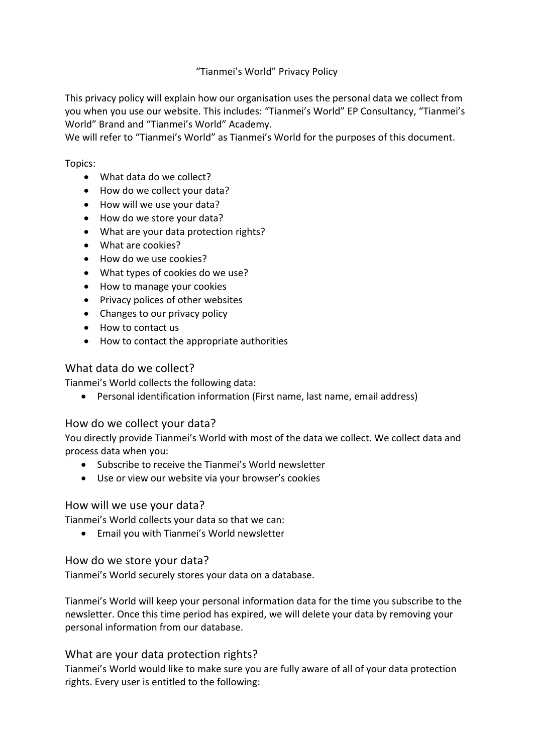# "Tianmei's World" Privacy Policy

This privacy policy will explain how our organisation uses the personal data we collect from you when you use our website. This includes: "Tianmei's World" EP Consultancy, "Tianmei's World" Brand and "Tianmei's World" Academy.
We will refer to "Tianmei's World" as Tianmei's World for the purposes of this document.

Topics:

- What data do we collect?
- How do we collect your data?
- How will we use your data?
- How do we store your data?
- What are your data protection rights?
- What are cookies?
- How do we use cookies?
- What types of cookies do we use?
- How to manage your cookies
- Privacy polices of other websites
- Changes to our privacy policy
- How to contact us
- How to contact the appropriate authorities

## What data do we collect?

Tianmei's World collects the following data:

- Personal identification information (First name, last name, email address)

## How do we collect your data?

You directly provide Tianmei's World with most of the data we collect. We collect data and process data when you:

- Subscribe to receive the Tianmei's World newsletter
- Use or view our website via your browser's cookies

## How will we use your data?

Tianmei's World collects your data so that we can:

- Email you with Tianmei's World newsletter

## How do we store your data?

Tianmei's World securely stores your data on a database.

Tianmei's World will keep your personal information data for the time you subscribe to the newsletter. Once this time period has expired, we will delete your data by removing your personal information from our database.

## What are your data protection rights?

Tianmei's World would like to make sure you are fully aware of all of your data protection rights. Every user is entitled to the following: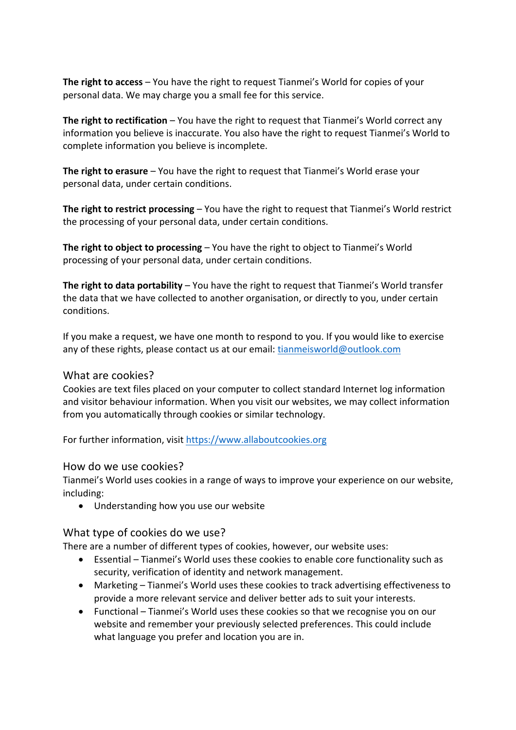**The right to access** – You have the right to request Tianmei's World for copies of your personal data. We may charge you a small fee for this service.

**The right to rectification** – You have the right to request that Tianmei's World correct any information you believe is inaccurate. You also have the right to request Tianmei's World to complete information you believe is incomplete.

**The right to erasure** – You have the right to request that Tianmei's World erase your personal data, under certain conditions.

**The right to restrict processing** – You have the right to request that Tianmei's World restrict the processing of your personal data, under certain conditions.

**The right to object to processing** – You have the right to object to Tianmei's World processing of your personal data, under certain conditions.

**The right to data portability** – You have the right to request that Tianmei's World transfer the data that we have collected to another organisation, or directly to you, under certain conditions.

If you make a request, we have one month to respond to you. If you would like to exercise any of these rights, please contact us at our email: [tianmeisworld@outlook.com](mailto:tianmeisworld@outlook.com)

## What are cookies?

Cookies are text files placed on your computer to collect standard Internet log information and visitor behaviour information. When you visit our websites, we may collect information from you automatically through cookies or similar technology.

For further information, visit [https://www.allaboutcookies.org](https://www.allaboutcookies.org)

## How do we use cookies?

Tianmei's World uses cookies in a range of ways to improve your experience on our website, including:

- Understanding how you use our website

## What type of cookies do we use?

There are a number of different types of cookies, however, our website uses:

- Essential – Tianmei's World uses these cookies to enable core functionality such as security, verification of identity and network management.
- Marketing – Tianmei's World uses these cookies to track advertising effectiveness to provide a more relevant service and deliver better ads to suit your interests.
- Functional – Tianmei's World uses these cookies so that we recognise you on our website and remember your previously selected preferences. This could include what language you prefer and location you are in.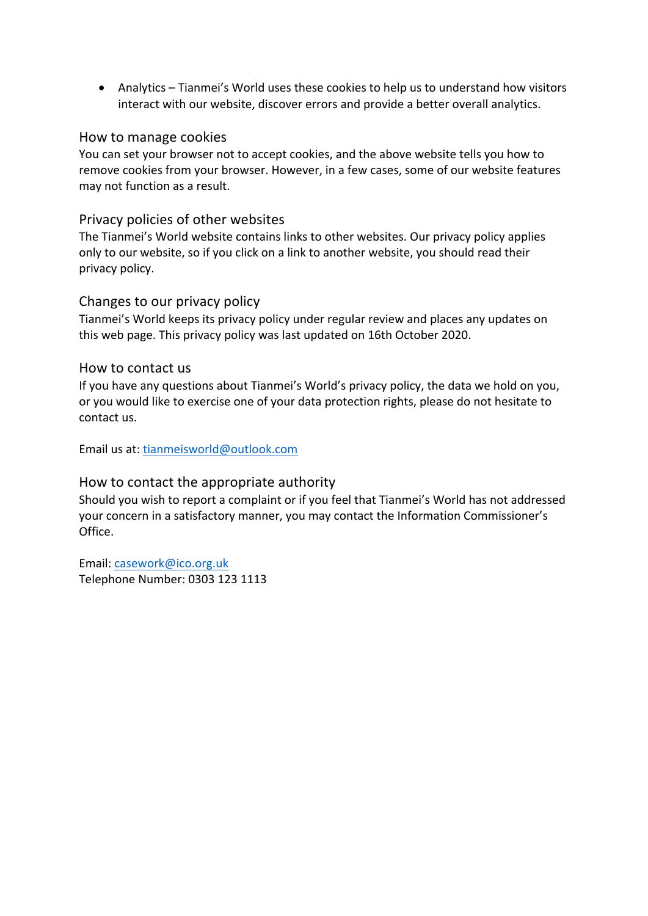- Analytics – Tianmei's World uses these cookies to help us to understand how visitors interact with our website, discover errors and provide a better overall analytics.

## How to manage cookies

You can set your browser not to accept cookies, and the above website tells you how to remove cookies from your browser. However, in a few cases, some of our website features may not function as a result.

## Privacy policies of other websites

The Tianmei's World website contains links to other websites. Our privacy policy applies only to our website, so if you click on a link to another website, you should read their privacy policy.

## Changes to our privacy policy

Tianmei's World keeps its privacy policy under regular review and places any updates on this web page. This privacy policy was last updated on 16th October 2020.

## How to contact us

If you have any questions about Tianmei's World's privacy policy, the data we hold on you, or you would like to exercise one of your data protection rights, please do not hesitate to contact us.

Email us at: tianmeisworld@outlook.com

## How to contact the appropriate authority

Should you wish to report a complaint or if you feel that Tianmei's World has not addressed your concern in a satisfactory manner, you may contact the Information Commissioner's Office.

Email: casework@ico.org.uk
Telephone Number: 0303 123 1113